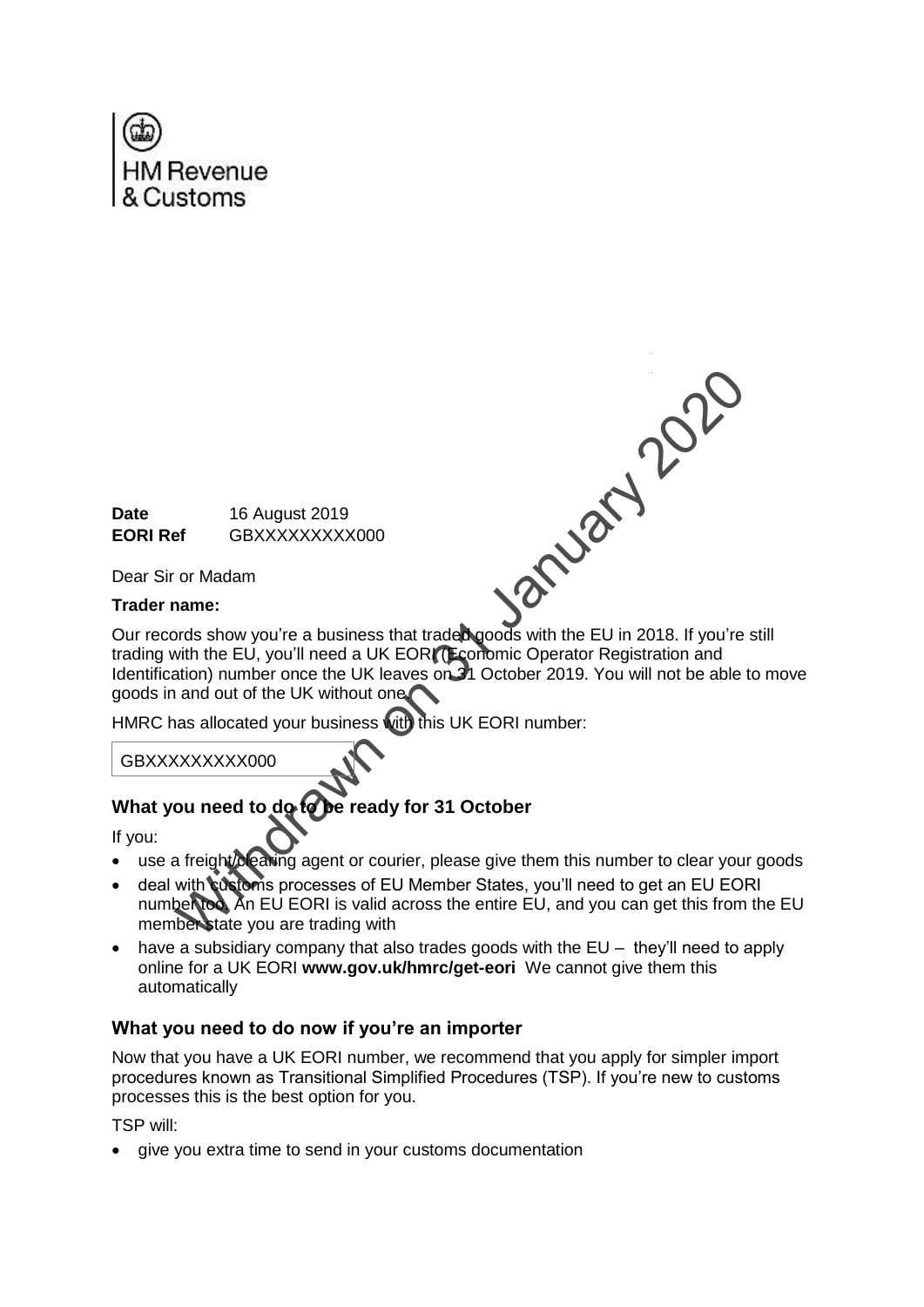HM Revenue & Customs

Withdrawn on 31 January 2020

**Date** 16 August 2019
**EORI Ref** GBXXXXXXXXX000

Dear Sir or Madam

**Trader name:**

Our records show you're a business that traded goods with the EU in 2018. If you're still trading with the EU, you'll need a UK EORI (Economic Operator Registration and Identification) number once the UK leaves on 31 October 2019. You will not be able to move goods in and out of the UK without one.

HMRC has allocated your business with this UK EORI number:

GBXXXXXXXXX000

## What you need to do to be ready for 31 October

If you:

- use a freight/clearing agent or courier, please give them this number to clear your goods
- deal with customs processes of EU Member States, you'll need to get an EU EORI number too. An EU EORI is valid across the entire EU, and you can get this from the EU member state you are trading with
- have a subsidiary company that also trades goods with the EU – they'll need to apply online for a UK EORI **www.gov.uk/hmrc/get-eori** We cannot give them this automatically

## What you need to do now if you're an importer

Now that you have a UK EORI number, we recommend that you apply for simpler import procedures known as Transitional Simplified Procedures (TSP). If you're new to customs processes this is the best option for you.

TSP will:

- give you extra time to send in your customs documentation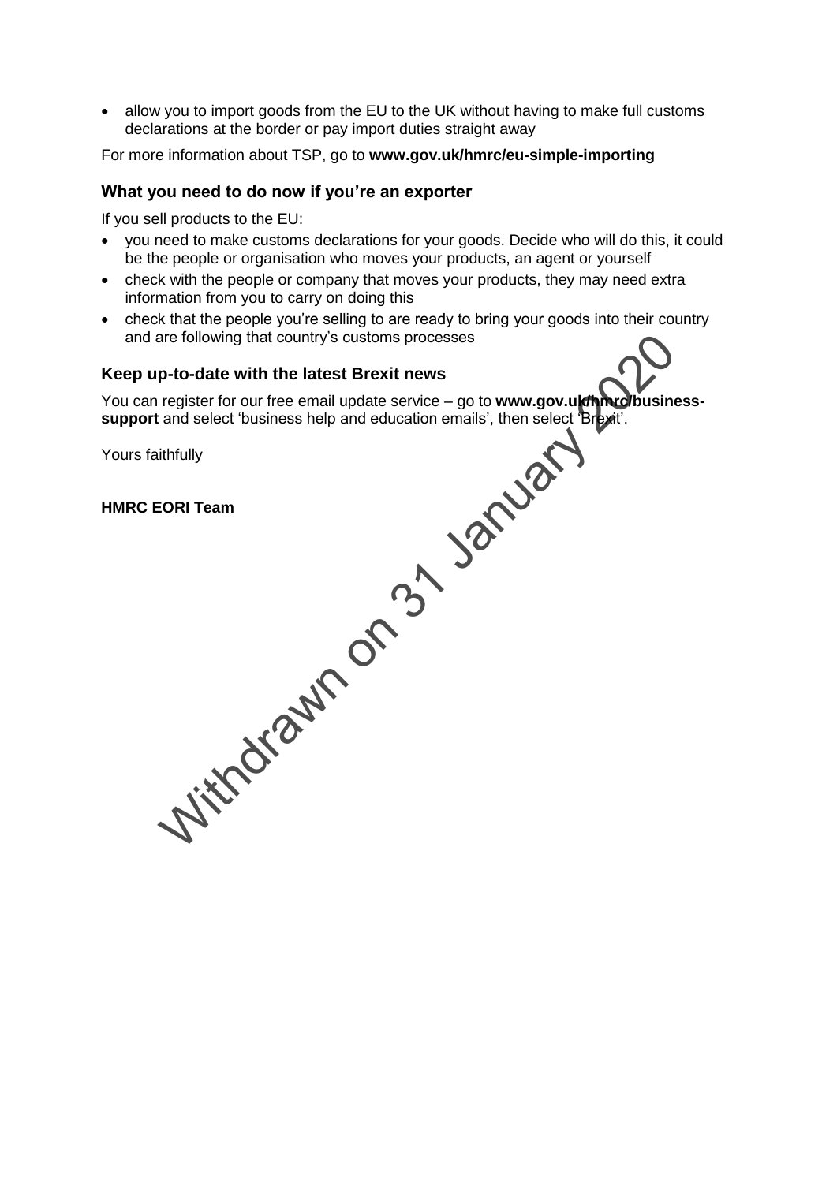- allow you to import goods from the EU to the UK without having to make full customs declarations at the border or pay import duties straight away

For more information about TSP, go to **www.gov.uk/hmrc/eu-simple-importing**

### What you need to do now if you're an exporter

If you sell products to the EU:

- you need to make customs declarations for your goods. Decide who will do this, it could be the people or organisation who moves your products, an agent or yourself
- check with the people or company that moves your products, they may need extra information from you to carry on doing this
- check that the people you're selling to are ready to bring your goods into their country and are following that country's customs processes

### Keep up-to-date with the latest Brexit news

You can register for our free email update service – go to **www.gov.uk/hmrc/business-support** and select 'business help and education emails', then select 'Brexit'.

Yours faithfully

**HMRC EORI Team**

Withdrawn on 31 January 2020